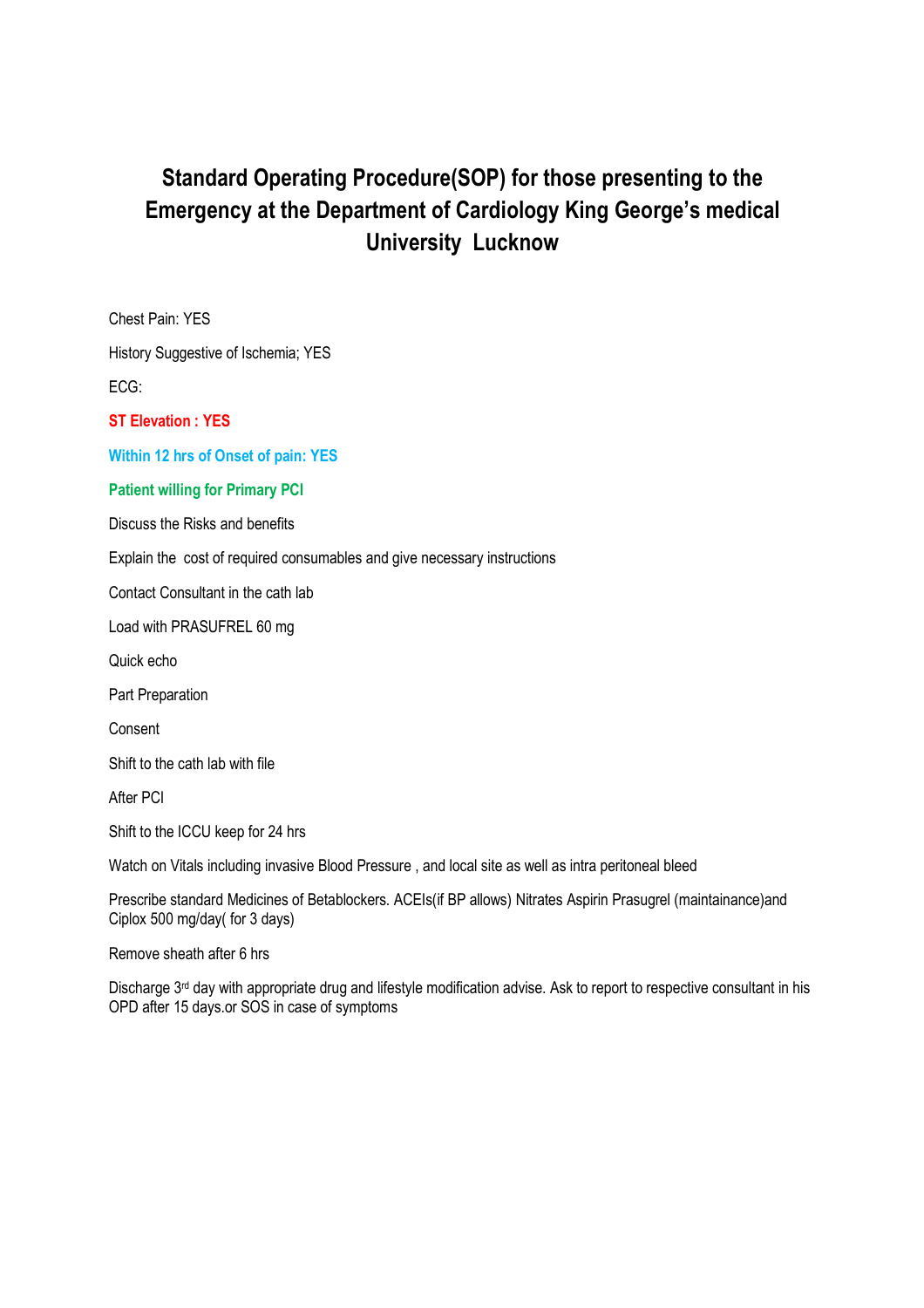# Standard Operating Procedure(SOP) for those presenting to the Emergency at the Department of Cardiology King George's medical University Lucknow

Chest Pain: YES

History Suggestive of Ischemia; YES

ECG:

**ST Elevation : YES**

**Within 12 hrs of Onset of pain: YES**

**Patient willing for Primary PCI**

Discuss the Risks and benefits

Explain the cost of required consumables and give necessary instructions

Contact Consultant in the cath lab

Load with PRASUFREL 60 mg

Quick echo

Part Preparation

Consent

Shift to the cath lab with file

After PCI

Shift to the ICCU keep for 24 hrs

Watch on Vitals including invasive Blood Pressure , and local site as well as intra peritoneal bleed

Prescribe standard Medicines of Betablockers. ACEIs(if BP allows) Nitrates Aspirin Prasugrel (maintainance)and Ciplox 500 mg/day( for 3 days)

Remove sheath after 6 hrs

Discharge 3rd day with appropriate drug and lifestyle modification advise. Ask to report to respective consultant in his OPD after 15 days.or SOS in case of symptoms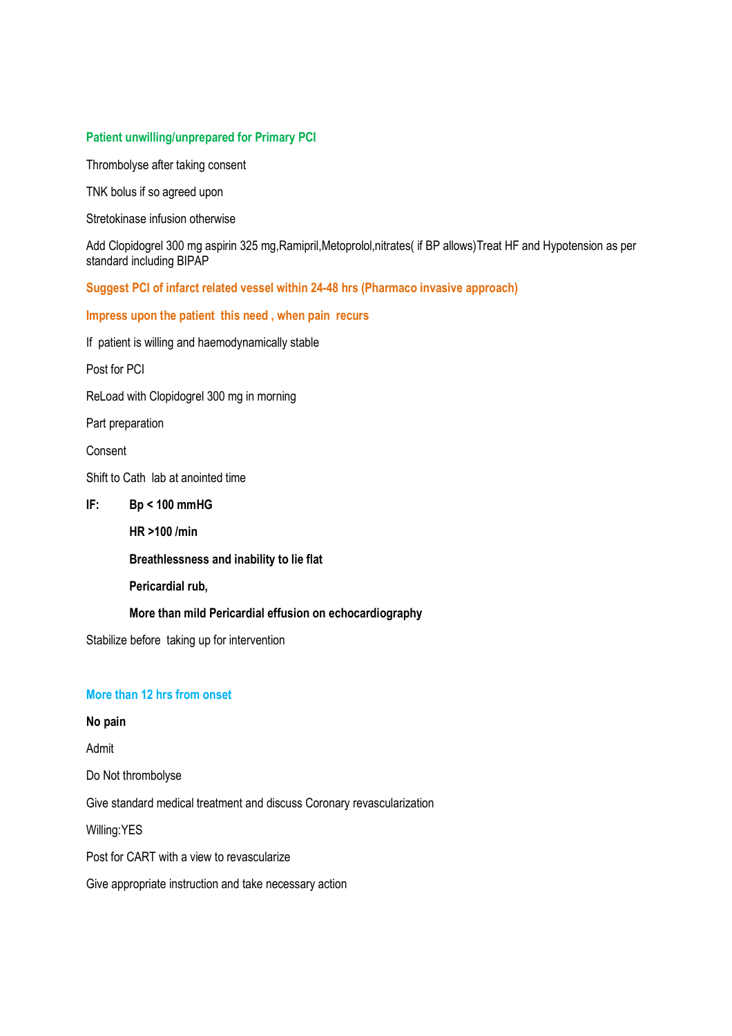**Patient unwilling/unprepared for Primary PCI**

Thrombolyse after taking consent

TNK bolus if so agreed upon

Stretokinase infusion otherwise

Add Clopidogrel 300 mg aspirin 325 mg,Ramipril,Metoprolol,nitrates( if BP allows)Treat HF and Hypotension as per standard including BIPAP

**Suggest PCI of infarct related vessel within 24-48 hrs (Pharmaco invasive approach)**

**Impress upon the patient this need , when pain recurs**

If patient is willing and haemodynamically stable

Post for PCI

ReLoad with Clopidogrel 300 mg in morning

Part preparation

Consent

Shift to Cath lab at anointed time

**IF:**

- **Bp < 100 mmHG**
- **HR >100 /min**
- **Breathlessness and inability to lie flat**
- **Pericardial rub,**
- **More than mild Pericardial effusion on echocardiography**

Stabilize before taking up for intervention

**More than 12 hrs from onset**

**No pain**

Admit

Do Not thrombolyse

Give standard medical treatment and discuss Coronary revascularization

Willing:YES

Post for CART with a view to revascularize

Give appropriate instruction and take necessary action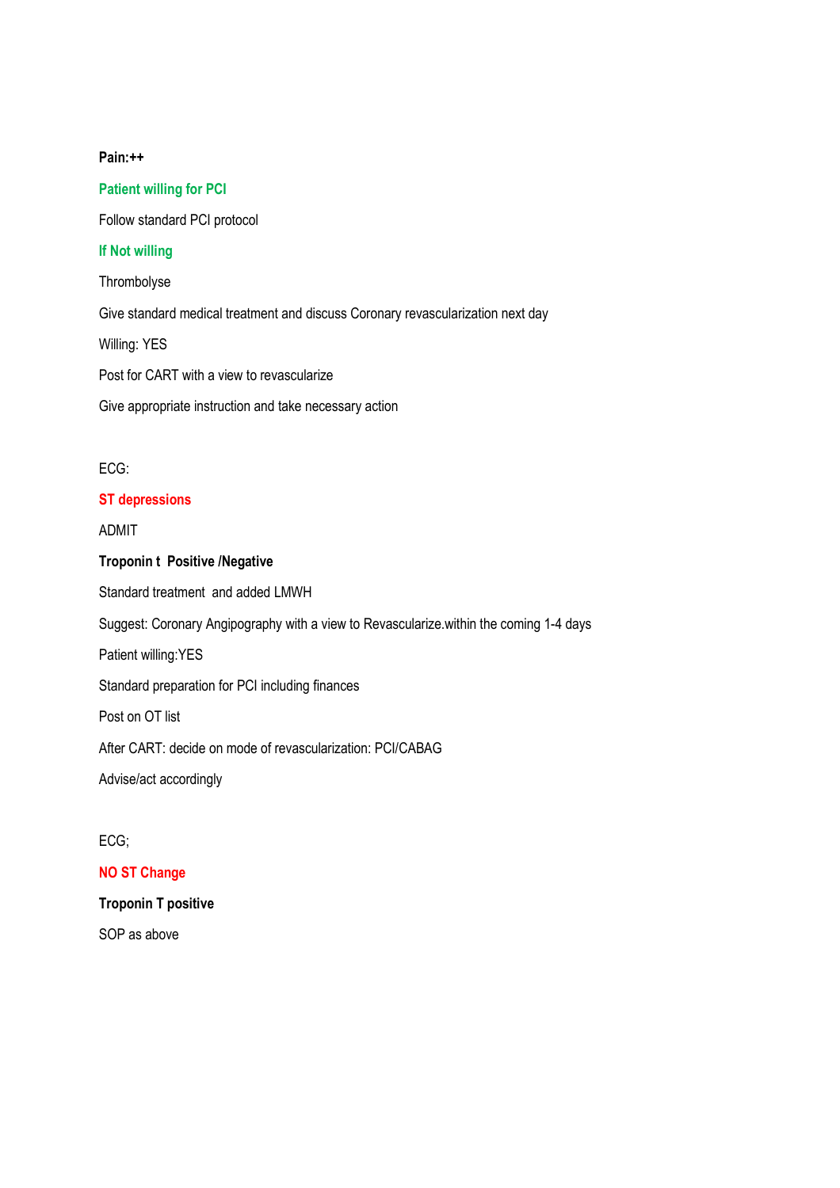**Pain:++**

**Patient willing for PCI**

Follow standard PCI protocol

**If Not willing**

Thrombolyse

Give standard medical treatment and discuss Coronary revascularization next day

Willing: YES

Post for CART with a view to revascularize

Give appropriate instruction and take necessary action

ECG:

**ST depressions**

ADMIT

**Troponin t Positive /Negative**

Standard treatment and added LMWH

Suggest: Coronary Angipography with a view to Revascularize.within the coming 1-4 days

Patient willing:YES

Standard preparation for PCI including finances

Post on OT list

After CART: decide on mode of revascularization: PCI/CABAG

Advise/act accordingly

ECG;

**NO ST Change**

**Troponin T positive**

SOP as above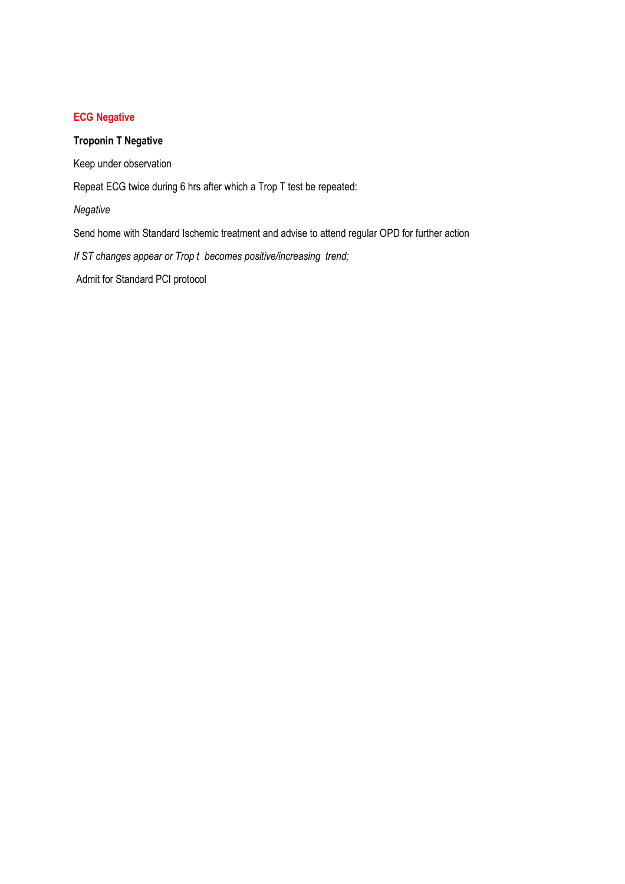**ECG Negative**

**Troponin T Negative**

Keep under observation

Repeat ECG twice during 6 hrs after which a Trop T test be repeated:

*Negative*

Send home with Standard Ischemic treatment and advise to attend regular OPD for further action

*If ST changes appear or Trop t becomes positive/increasing trend;*

Admit for Standard PCI protocol